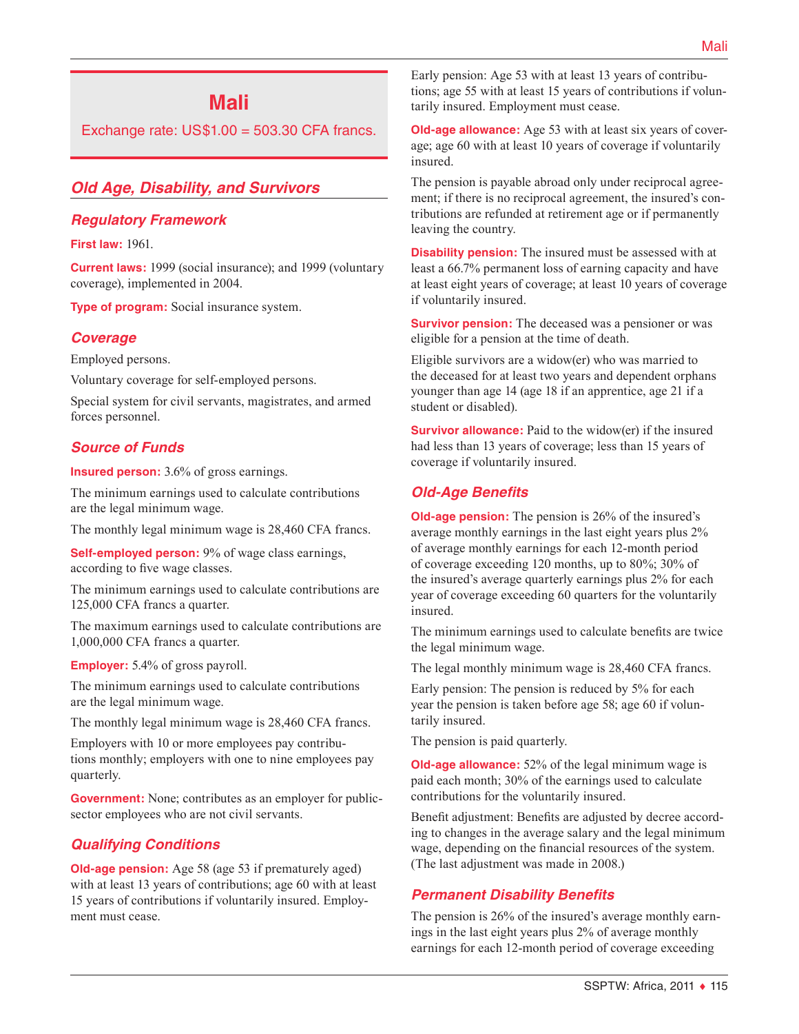# Mali

Exchange rate: US$1.00 = 503.30 CFA francs.

## Old Age, Disability, and Survivors

### Regulatory Framework

**First law:** 1961.

**Current laws:** 1999 (social insurance); and 1999 (voluntary coverage), implemented in 2004.

**Type of program:** Social insurance system.

### Coverage

Employed persons.

Voluntary coverage for self-employed persons.

Special system for civil servants, magistrates, and armed forces personnel.

### Source of Funds

**Insured person:** 3.6% of gross earnings.

The minimum earnings used to calculate contributions are the legal minimum wage.

The monthly legal minimum wage is 28,460 CFA francs.

**Self-employed person:** 9% of wage class earnings, according to five wage classes.

The minimum earnings used to calculate contributions are 125,000 CFA francs a quarter.

The maximum earnings used to calculate contributions are 1,000,000 CFA francs a quarter.

**Employer:** 5.4% of gross payroll.

The minimum earnings used to calculate contributions are the legal minimum wage.

The monthly legal minimum wage is 28,460 CFA francs.

Employers with 10 or more employees pay contributions monthly; employers with one to nine employees pay quarterly.

**Government:** None; contributes as an employer for public-sector employees who are not civil servants.

### Qualifying Conditions

**Old-age pension:** Age 58 (age 53 if prematurely aged) with at least 13 years of contributions; age 60 with at least 15 years of contributions if voluntarily insured. Employment must cease.

Early pension: Age 53 with at least 13 years of contributions; age 55 with at least 15 years of contributions if voluntarily insured. Employment must cease.

**Old-age allowance:** Age 53 with at least six years of coverage; age 60 with at least 10 years of coverage if voluntarily insured.

The pension is payable abroad only under reciprocal agreement; if there is no reciprocal agreement, the insured's contributions are refunded at retirement age or if permanently leaving the country.

**Disability pension:** The insured must be assessed with at least a 66.7% permanent loss of earning capacity and have at least eight years of coverage; at least 10 years of coverage if voluntarily insured.

**Survivor pension:** The deceased was a pensioner or was eligible for a pension at the time of death.

Eligible survivors are a widow(er) who was married to the deceased for at least two years and dependent orphans younger than age 14 (age 18 if an apprentice, age 21 if a student or disabled).

**Survivor allowance:** Paid to the widow(er) if the insured had less than 13 years of coverage; less than 15 years of coverage if voluntarily insured.

### Old-Age Benefits

**Old-age pension:** The pension is 26% of the insured's average monthly earnings in the last eight years plus 2% of average monthly earnings for each 12-month period of coverage exceeding 120 months, up to 80%; 30% of the insured's average quarterly earnings plus 2% for each year of coverage exceeding 60 quarters for the voluntarily insured.

The minimum earnings used to calculate benefits are twice the legal minimum wage.

The legal monthly minimum wage is 28,460 CFA francs.

Early pension: The pension is reduced by 5% for each year the pension is taken before age 58; age 60 if voluntarily insured.

The pension is paid quarterly.

**Old-age allowance:** 52% of the legal minimum wage is paid each month; 30% of the earnings used to calculate contributions for the voluntarily insured.

Benefit adjustment: Benefits are adjusted by decree according to changes in the average salary and the legal minimum wage, depending on the financial resources of the system. (The last adjustment was made in 2008.)

### Permanent Disability Benefits

The pension is 26% of the insured's average monthly earnings in the last eight years plus 2% of average monthly earnings for each 12-month period of coverage exceeding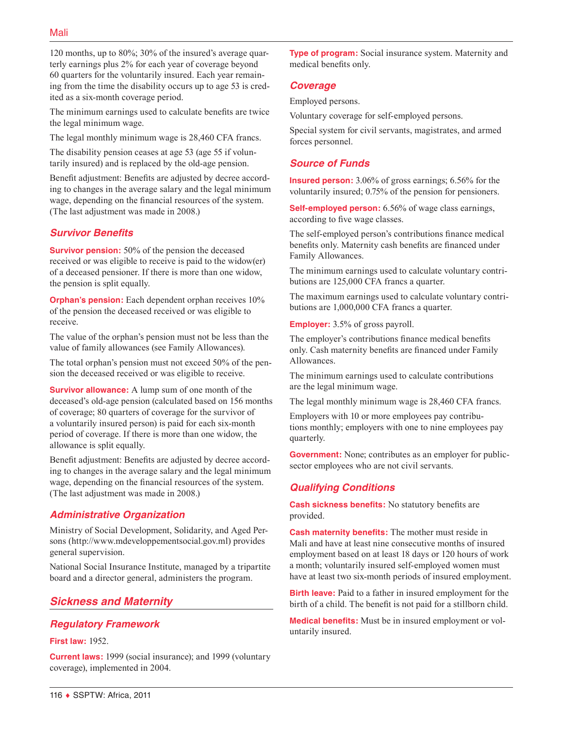120 months, up to 80%; 30% of the insured's average quarterly earnings plus 2% for each year of coverage beyond 60 quarters for the voluntarily insured. Each year remaining from the time the disability occurs up to age 53 is credited as a six-month coverage period.

The minimum earnings used to calculate benefits are twice the legal minimum wage.

The legal monthly minimum wage is 28,460 CFA francs.

The disability pension ceases at age 53 (age 55 if voluntarily insured) and is replaced by the old-age pension.

Benefit adjustment: Benefits are adjusted by decree according to changes in the average salary and the legal minimum wage, depending on the financial resources of the system. (The last adjustment was made in 2008.)

### Survivor Benefits

**Survivor pension:** 50% of the pension the deceased received or was eligible to receive is paid to the widow(er) of a deceased pensioner. If there is more than one widow, the pension is split equally.

**Orphan's pension:** Each dependent orphan receives 10% of the pension the deceased received or was eligible to receive.

The value of the orphan's pension must not be less than the value of family allowances (see Family Allowances).

The total orphan's pension must not exceed 50% of the pension the deceased received or was eligible to receive.

**Survivor allowance:** A lump sum of one month of the deceased's old-age pension (calculated based on 156 months of coverage; 80 quarters of coverage for the survivor of a voluntarily insured person) is paid for each six-month period of coverage. If there is more than one widow, the allowance is split equally.

Benefit adjustment: Benefits are adjusted by decree according to changes in the average salary and the legal minimum wage, depending on the financial resources of the system. (The last adjustment was made in 2008.)

### Administrative Organization

Ministry of Social Development, Solidarity, and Aged Persons (http://www.mdeveloppementsocial.gov.ml) provides general supervision.

National Social Insurance Institute, managed by a tripartite board and a director general, administers the program.

## Sickness and Maternity

### Regulatory Framework

**First law:** 1952.

**Current laws:** 1999 (social insurance); and 1999 (voluntary coverage), implemented in 2004.

**Type of program:** Social insurance system. Maternity and medical benefits only.

### Coverage

Employed persons.

Voluntary coverage for self-employed persons.

Special system for civil servants, magistrates, and armed forces personnel.

### Source of Funds

**Insured person:** 3.06% of gross earnings; 6.56% for the voluntarily insured; 0.75% of the pension for pensioners.

**Self-employed person:** 6.56% of wage class earnings, according to five wage classes.

The self-employed person's contributions finance medical benefits only. Maternity cash benefits are financed under Family Allowances.

The minimum earnings used to calculate voluntary contributions are 125,000 CFA francs a quarter.

The maximum earnings used to calculate voluntary contributions are 1,000,000 CFA francs a quarter.

**Employer:** 3.5% of gross payroll.

The employer's contributions finance medical benefits only. Cash maternity benefits are financed under Family Allowances.

The minimum earnings used to calculate contributions are the legal minimum wage.

The legal monthly minimum wage is 28,460 CFA francs.

Employers with 10 or more employees pay contributions monthly; employers with one to nine employees pay quarterly.

**Government:** None; contributes as an employer for public-sector employees who are not civil servants.

### Qualifying Conditions

**Cash sickness benefits:** No statutory benefits are provided.

**Cash maternity benefits:** The mother must reside in Mali and have at least nine consecutive months of insured employment based on at least 18 days or 120 hours of work a month; voluntarily insured self-employed women must have at least two six-month periods of insured employment.

**Birth leave:** Paid to a father in insured employment for the birth of a child. The benefit is not paid for a stillborn child.

**Medical benefits:** Must be in insured employment or voluntarily insured.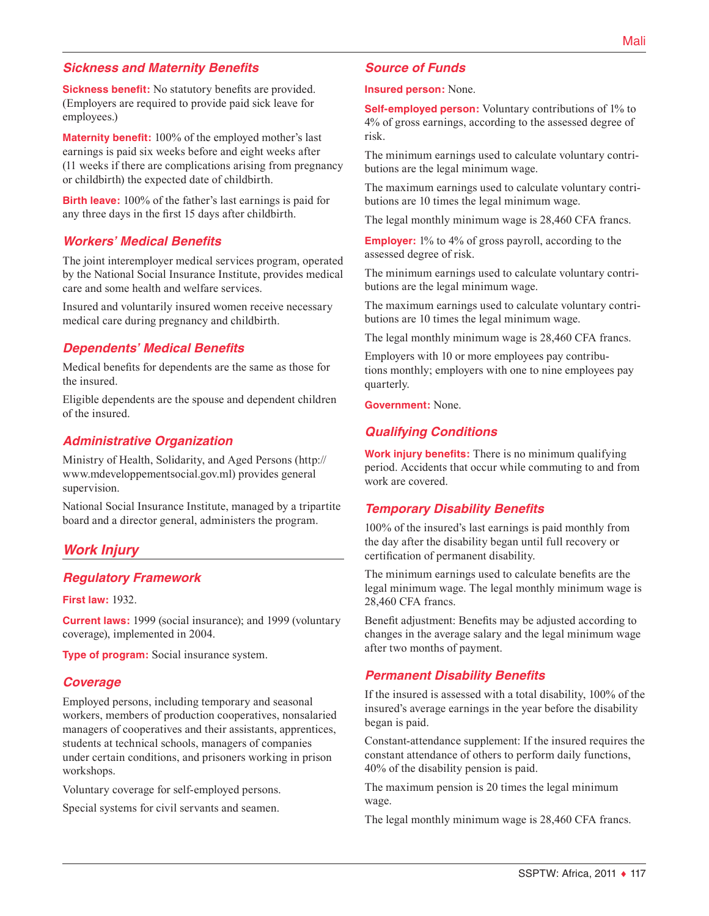### Sickness and Maternity Benefits

**Sickness benefit:** No statutory benefits are provided. (Employers are required to provide paid sick leave for employees.)

**Maternity benefit:** 100% of the employed mother's last earnings is paid six weeks before and eight weeks after (11 weeks if there are complications arising from pregnancy or childbirth) the expected date of childbirth.

**Birth leave:** 100% of the father's last earnings is paid for any three days in the first 15 days after childbirth.

### Workers' Medical Benefits

The joint interemployer medical services program, operated by the National Social Insurance Institute, provides medical care and some health and welfare services.

Insured and voluntarily insured women receive necessary medical care during pregnancy and childbirth.

### Dependents' Medical Benefits

Medical benefits for dependents are the same as those for the insured.

Eligible dependents are the spouse and dependent children of the insured.

### Administrative Organization

Ministry of Health, Solidarity, and Aged Persons (http://www.mdeveloppementsocial.gov.ml) provides general supervision.

National Social Insurance Institute, managed by a tripartite board and a director general, administers the program.

## Work Injury

### Regulatory Framework

**First law:** 1932.

**Current laws:** 1999 (social insurance); and 1999 (voluntary coverage), implemented in 2004.

**Type of program:** Social insurance system.

### Coverage

Employed persons, including temporary and seasonal workers, members of production cooperatives, nonsalaried managers of cooperatives and their assistants, apprentices, students at technical schools, managers of companies under certain conditions, and prisoners working in prison workshops.

Voluntary coverage for self-employed persons.

Special systems for civil servants and seamen.

### Source of Funds

**Insured person:** None.

**Self-employed person:** Voluntary contributions of 1% to 4% of gross earnings, according to the assessed degree of risk.

The minimum earnings used to calculate voluntary contributions are the legal minimum wage.

The maximum earnings used to calculate voluntary contributions are 10 times the legal minimum wage.

The legal monthly minimum wage is 28,460 CFA francs.

**Employer:** 1% to 4% of gross payroll, according to the assessed degree of risk.

The minimum earnings used to calculate voluntary contributions are the legal minimum wage.

The maximum earnings used to calculate voluntary contributions are 10 times the legal minimum wage.

The legal monthly minimum wage is 28,460 CFA francs.

Employers with 10 or more employees pay contributions monthly; employers with one to nine employees pay quarterly.

**Government:** None.

### Qualifying Conditions

**Work injury benefits:** There is no minimum qualifying period. Accidents that occur while commuting to and from work are covered.

### Temporary Disability Benefits

100% of the insured's last earnings is paid monthly from the day after the disability began until full recovery or certification of permanent disability.

The minimum earnings used to calculate benefits are the legal minimum wage. The legal monthly minimum wage is 28,460 CFA francs.

Benefit adjustment: Benefits may be adjusted according to changes in the average salary and the legal minimum wage after two months of payment.

### Permanent Disability Benefits

If the insured is assessed with a total disability, 100% of the insured's average earnings in the year before the disability began is paid.

Constant-attendance supplement: If the insured requires the constant attendance of others to perform daily functions, 40% of the disability pension is paid.

The maximum pension is 20 times the legal minimum wage.

The legal monthly minimum wage is 28,460 CFA francs.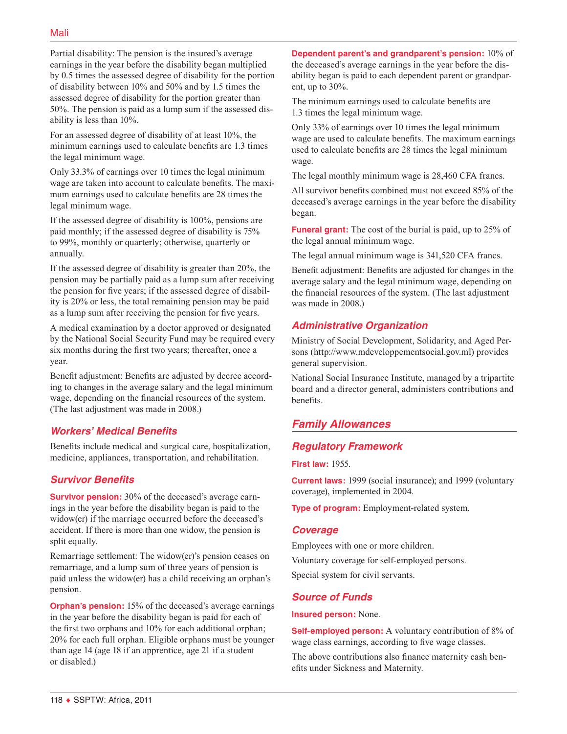Partial disability: The pension is the insured's average earnings in the year before the disability began multiplied by 0.5 times the assessed degree of disability for the portion of disability between 10% and 50% and by 1.5 times the assessed degree of disability for the portion greater than 50%. The pension is paid as a lump sum if the assessed disability is less than 10%.

For an assessed degree of disability of at least 10%, the minimum earnings used to calculate benefits are 1.3 times the legal minimum wage.

Only 33.3% of earnings over 10 times the legal minimum wage are taken into account to calculate benefits. The maximum earnings used to calculate benefits are 28 times the legal minimum wage.

If the assessed degree of disability is 100%, pensions are paid monthly; if the assessed degree of disability is 75% to 99%, monthly or quarterly; otherwise, quarterly or annually.

If the assessed degree of disability is greater than 20%, the pension may be partially paid as a lump sum after receiving the pension for five years; if the assessed degree of disability is 20% or less, the total remaining pension may be paid as a lump sum after receiving the pension for five years.

A medical examination by a doctor approved or designated by the National Social Security Fund may be required every six months during the first two years; thereafter, once a year.

Benefit adjustment: Benefits are adjusted by decree according to changes in the average salary and the legal minimum wage, depending on the financial resources of the system. (The last adjustment was made in 2008.)

### Workers' Medical Benefits

Benefits include medical and surgical care, hospitalization, medicine, appliances, transportation, and rehabilitation.

### Survivor Benefits

**Survivor pension:** 30% of the deceased's average earnings in the year before the disability began is paid to the widow(er) if the marriage occurred before the deceased's accident. If there is more than one widow, the pension is split equally.

Remarriage settlement: The widow(er)'s pension ceases on remarriage, and a lump sum of three years of pension is paid unless the widow(er) has a child receiving an orphan's pension.

**Orphan's pension:** 15% of the deceased's average earnings in the year before the disability began is paid for each of the first two orphans and 10% for each additional orphan; 20% for each full orphan. Eligible orphans must be younger than age 14 (age 18 if an apprentice, age 21 if a student or disabled.)

**Dependent parent's and grandparent's pension:** 10% of the deceased's average earnings in the year before the disability began is paid to each dependent parent or grandparent, up to 30%.

The minimum earnings used to calculate benefits are 1.3 times the legal minimum wage.

Only 33% of earnings over 10 times the legal minimum wage are used to calculate benefits. The maximum earnings used to calculate benefits are 28 times the legal minimum wage.

The legal monthly minimum wage is 28,460 CFA francs.

All survivor benefits combined must not exceed 85% of the deceased's average earnings in the year before the disability began.

**Funeral grant:** The cost of the burial is paid, up to 25% of the legal annual minimum wage.

The legal annual minimum wage is 341,520 CFA francs.

Benefit adjustment: Benefits are adjusted for changes in the average salary and the legal minimum wage, depending on the financial resources of the system. (The last adjustment was made in 2008.)

### Administrative Organization

Ministry of Social Development, Solidarity, and Aged Persons (http://www.mdeveloppementsocial.gov.ml) provides general supervision.

National Social Insurance Institute, managed by a tripartite board and a director general, administers contributions and benefits.

## Family Allowances

### Regulatory Framework

**First law:** 1955.

**Current laws:** 1999 (social insurance); and 1999 (voluntary coverage), implemented in 2004.

**Type of program:** Employment-related system.

### Coverage

Employees with one or more children.

Voluntary coverage for self-employed persons.

Special system for civil servants.

### Source of Funds

**Insured person:** None.

**Self-employed person:** A voluntary contribution of 8% of wage class earnings, according to five wage classes.

The above contributions also finance maternity cash benefits under Sickness and Maternity.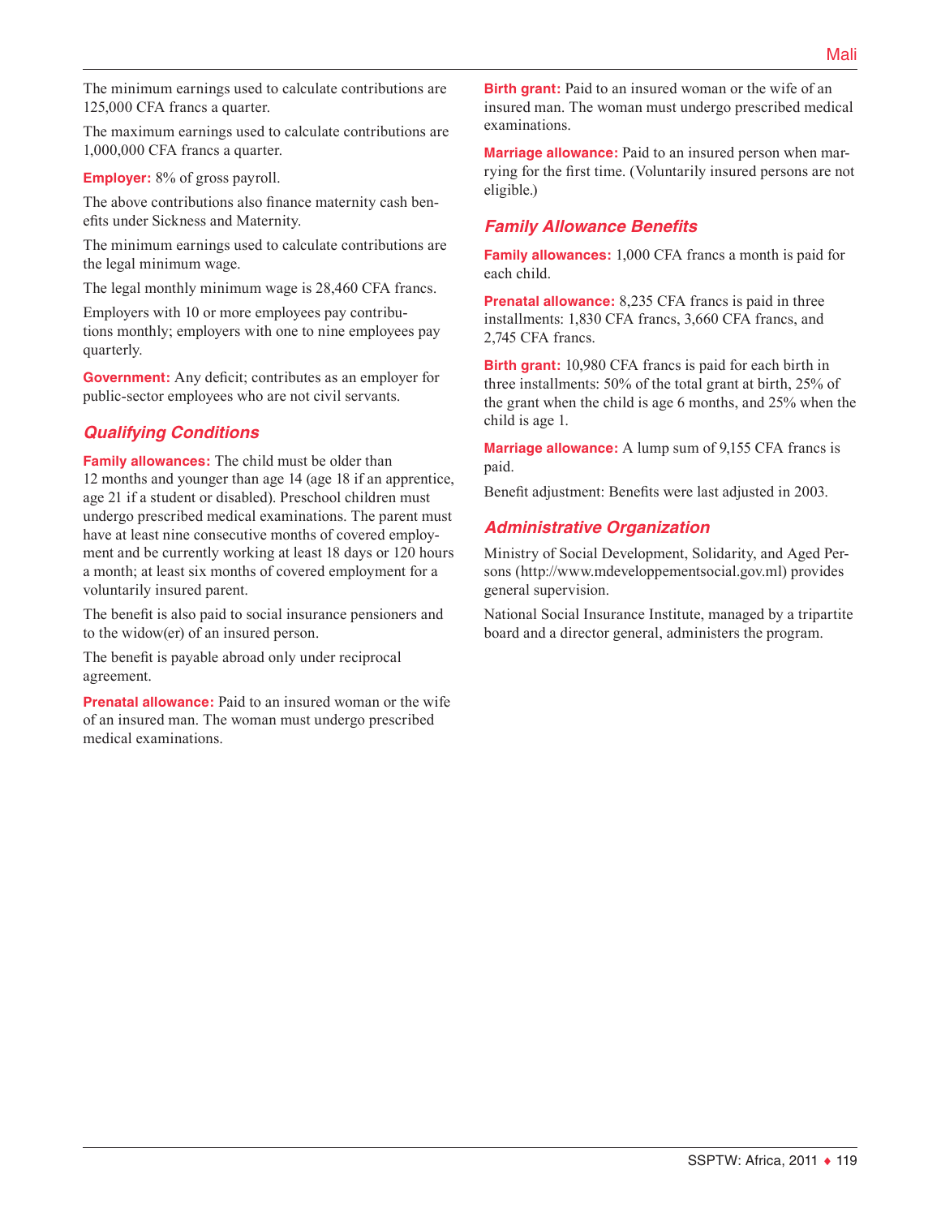The minimum earnings used to calculate contributions are 125,000 CFA francs a quarter.

The maximum earnings used to calculate contributions are 1,000,000 CFA francs a quarter.

**Employer:** 8% of gross payroll.

The above contributions also finance maternity cash benefits under Sickness and Maternity.

The minimum earnings used to calculate contributions are the legal minimum wage.

The legal monthly minimum wage is 28,460 CFA francs.

Employers with 10 or more employees pay contributions monthly; employers with one to nine employees pay quarterly.

**Government:** Any deficit; contributes as an employer for public-sector employees who are not civil servants.

### Qualifying Conditions

**Family allowances:** The child must be older than 12 months and younger than age 14 (age 18 if an apprentice, age 21 if a student or disabled). Preschool children must undergo prescribed medical examinations. The parent must have at least nine consecutive months of covered employment and be currently working at least 18 days or 120 hours a month; at least six months of covered employment for a voluntarily insured parent.

The benefit is also paid to social insurance pensioners and to the widow(er) of an insured person.

The benefit is payable abroad only under reciprocal agreement.

**Prenatal allowance:** Paid to an insured woman or the wife of an insured man. The woman must undergo prescribed medical examinations.

**Birth grant:** Paid to an insured woman or the wife of an insured man. The woman must undergo prescribed medical examinations.

**Marriage allowance:** Paid to an insured person when marrying for the first time. (Voluntarily insured persons are not eligible.)

### Family Allowance Benefits

**Family allowances:** 1,000 CFA francs a month is paid for each child.

**Prenatal allowance:** 8,235 CFA francs is paid in three installments: 1,830 CFA francs, 3,660 CFA francs, and 2,745 CFA francs.

**Birth grant:** 10,980 CFA francs is paid for each birth in three installments: 50% of the total grant at birth, 25% of the grant when the child is age 6 months, and 25% when the child is age 1.

**Marriage allowance:** A lump sum of 9,155 CFA francs is paid.

Benefit adjustment: Benefits were last adjusted in 2003.

### Administrative Organization

Ministry of Social Development, Solidarity, and Aged Persons (http://www.mdeveloppementsocial.gov.ml) provides general supervision.

National Social Insurance Institute, managed by a tripartite board and a director general, administers the program.